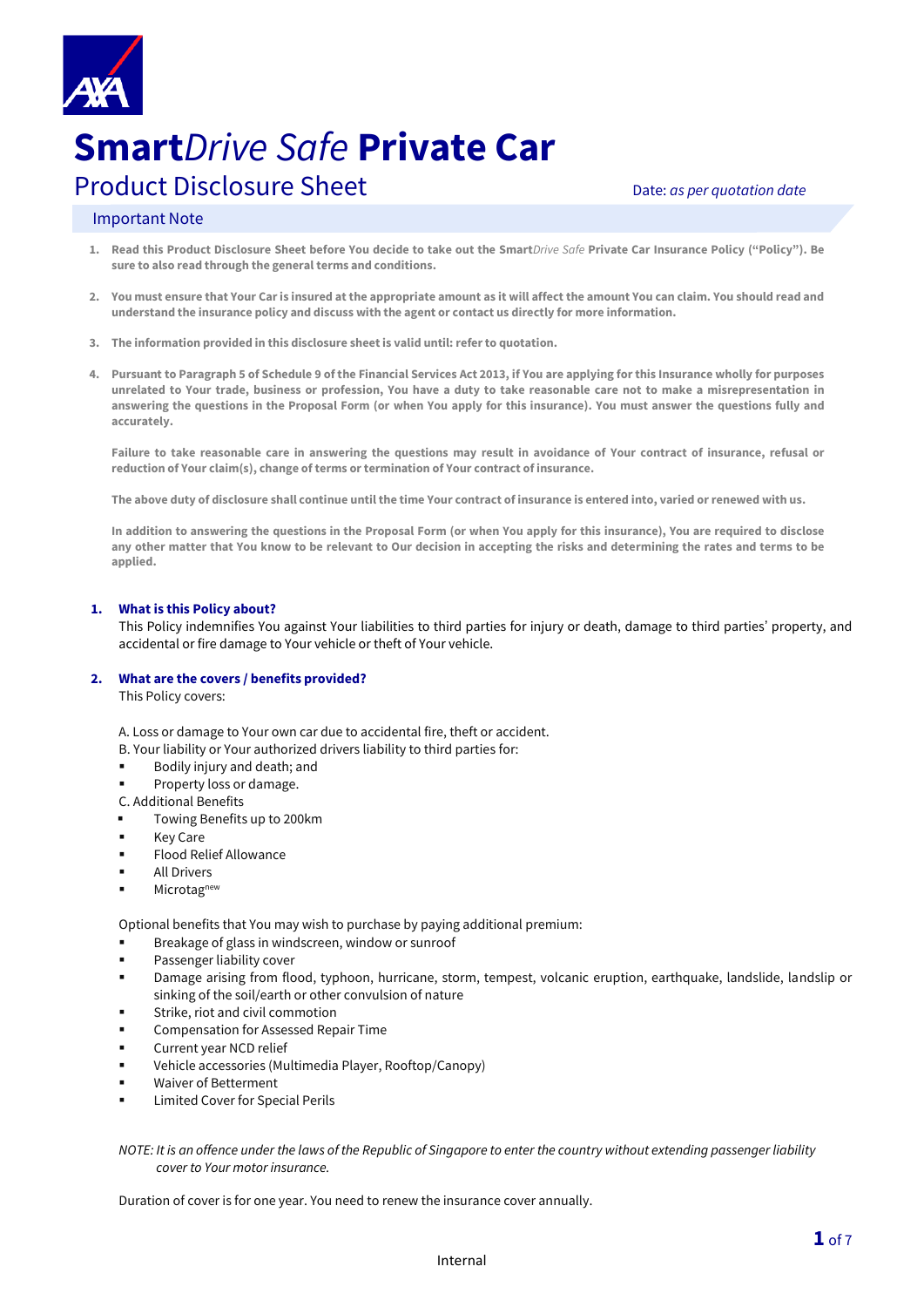# **Smart***Drive Safe* **Private Car**

## Product Disclosure Sheet

Date: *as per quotation date*

### Important Note

1. **Read this Product Disclosure Sheet before You decide to take out the Smart***Drive Safe* **Private Car Insurance Policy ("Policy"). Be sure to also read through the general terms and conditions.**

2. **You must ensure that Your Car is insured at the appropriate amount as it will affect the amount You can claim. You should read and understand the insurance policy and discuss with the agent or contact us directly for more information.**

3. **The information provided in this disclosure sheet is valid until: refer to quotation.**

4. **Pursuant to Paragraph 5 of Schedule 9 of the Financial Services Act 2013, if You are applying for this Insurance wholly for purposes unrelated to Your trade, business or profession, You have a duty to take reasonable care not to make a misrepresentation in answering the questions in the Proposal Form (or when You apply for this insurance). You must answer the questions fully and accurately.**

   **Failure to take reasonable care in answering the questions may result in avoidance of Your contract of insurance, refusal or reduction of Your claim(s), change of terms or termination of Your contract of insurance.**

   **The above duty of disclosure shall continue until the time Your contract of insurance is entered into, varied or renewed with us.**

   **In addition to answering the questions in the Proposal Form (or when You apply for this insurance), You are required to disclose any other matter that You know to be relevant to Our decision in accepting the risks and determining the rates and terms to be applied.**

### 1. What is this Policy about?

This Policy indemnifies You against Your liabilities to third parties for injury or death, damage to third parties' property, and accidental or fire damage to Your vehicle or theft of Your vehicle.

### 2. What are the covers / benefits provided?

This Policy covers:

A. Loss or damage to Your own car due to accidental fire, theft or accident.

B. Your liability or Your authorized drivers liability to third parties for:

- Bodily injury and death; and
- Property loss or damage.

C. Additional Benefits

- Towing Benefits up to 200km
- Key Care
- Flood Relief Allowance
- All Drivers
- Microtag[new]

Optional benefits that You may wish to purchase by paying additional premium:

- Breakage of glass in windscreen, window or sunroof
- Passenger liability cover
- Damage arising from flood, typhoon, hurricane, storm, tempest, volcanic eruption, earthquake, landslide, landslip or sinking of the soil/earth or other convulsion of nature
- Strike, riot and civil commotion
- Compensation for Assessed Repair Time
- Current year NCD relief
- Vehicle accessories (Multimedia Player, Rooftop/Canopy)
- Waiver of Betterment
- Limited Cover for Special Perils

*NOTE: It is an offence under the laws of the Republic of Singapore to enter the country without extending passenger liability cover to Your motor insurance.*

Duration of cover is for one year. You need to renew the insurance cover annually.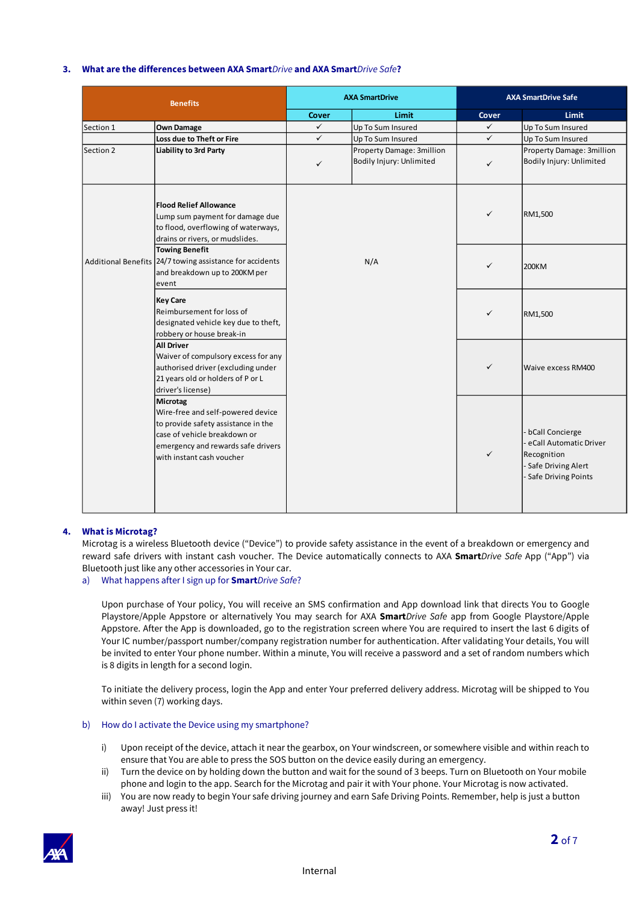### 3. What are the differences between AXA Smart*Drive* and AXA Smart*Drive Safe*?

| Benefits | | AXA SmartDrive | | AXA SmartDrive Safe | |
|---|---|---|---|---|---|
| | | Cover | Limit | Cover | Limit |
| Section 1 | **Own Damage** | ✓ | Up To Sum Insured | ✓ | Up To Sum Insured |
| | **Loss due to Theft or Fire** | ✓ | Up To Sum Insured | ✓ | Up To Sum Insured |
| Section 2 | **Liability to 3rd Party** | ✓ | Property Damage: 3million<br>Bodily Injury: Unlimited | ✓ | Property Damage: 3million<br>Bodily Injury: Unlimited |
| Additional Benefits | **Flood Relief Allowance**<br>Lump sum payment for damage due to flood, overflowing of waterways, drains or rivers, or mudslides. | N/A | | ✓ | RM1,500 |
| | **Towing Benefit**<br>24/7 towing assistance for accidents and breakdown up to 200KM per event | | | ✓ | 200KM |
| | **Key Care**<br>Reimbursement for loss of designated vehicle key due to theft, robbery or house break-in | | | ✓ | RM1,500 |
| | **All Driver**<br>Waiver of compulsory excess for any authorised driver (excluding under 21 years old or holders of P or L driver's license) | | | ✓ | Waive excess RM400 |
| | **Microtag**<br>Wire-free and self-powered device to provide safety assistance in the case of vehicle breakdown or emergency and rewards safe drivers with instant cash voucher | | | ✓ | - bCall Concierge<br>- eCall Automatic Driver Recognition<br>- Safe Driving Alert<br>- Safe Driving Points |

### 4. What is Microtag?

Microtag is a wireless Bluetooth device ("Device") to provide safety assistance in the event of a breakdown or emergency and reward safe drivers with instant cash voucher. The Device automatically connects to AXA **Smart***Drive Safe* App ("App") via Bluetooth just like any other accessories in Your car.

a) What happens after I sign up for **Smart***Drive Safe*?

Upon purchase of Your policy, You will receive an SMS confirmation and App download link that directs You to Google Playstore/Apple Appstore or alternatively You may search for AXA **Smart***Drive Safe* app from Google Playstore/Apple Appstore. After the App is downloaded, go to the registration screen where You are required to insert the last 6 digits of Your IC number/passport number/company registration number for authentication. After validating Your details, You will be invited to enter Your phone number. Within a minute, You will receive a password and a set of random numbers which is 8 digits in length for a second login.

To initiate the delivery process, login the App and enter Your preferred delivery address. Microtag will be shipped to You within seven (7) working days.

b) How do I activate the Device using my smartphone?

i) Upon receipt of the device, attach it near the gearbox, on Your windscreen, or somewhere visible and within reach to ensure that You are able to press the SOS button on the device easily during an emergency.

ii) Turn the device on by holding down the button and wait for the sound of 3 beeps. Turn on Bluetooth on Your mobile phone and login to the app. Search for the Microtag and pair it with Your phone. Your Microtag is now activated.

iii) You are now ready to begin Your safe driving journey and earn Safe Driving Points. Remember, help is just a button away! Just press it!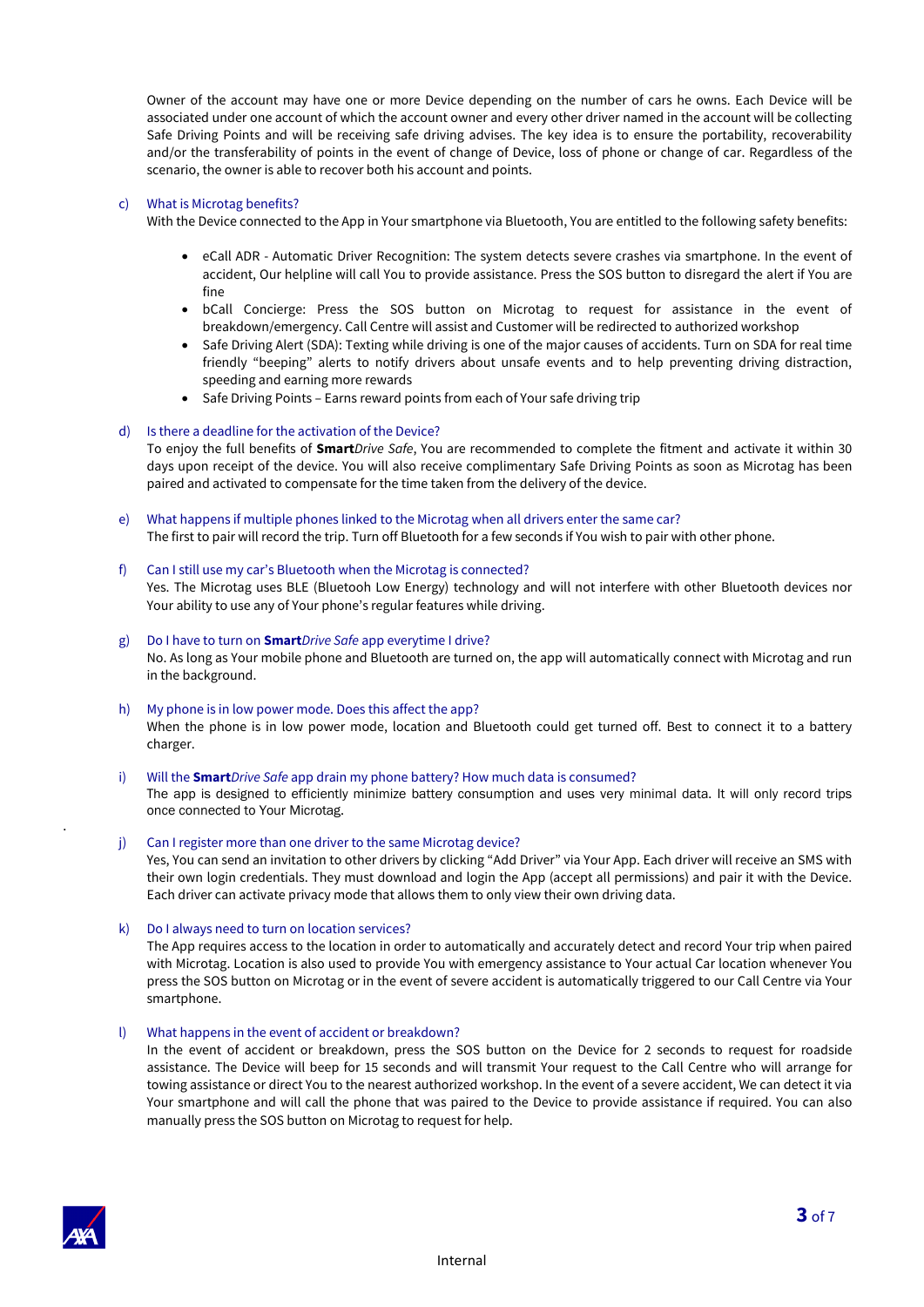Owner of the account may have one or more Device depending on the number of cars he owns. Each Device will be associated under one account of which the account owner and every other driver named in the account will be collecting Safe Driving Points and will be receiving safe driving advises. The key idea is to ensure the portability, recoverability and/or the transferability of points in the event of change of Device, loss of phone or change of car. Regardless of the scenario, the owner is able to recover both his account and points.

c) What is Microtag benefits?

With the Device connected to the App in Your smartphone via Bluetooth, You are entitled to the following safety benefits:

- eCall ADR - Automatic Driver Recognition: The system detects severe crashes via smartphone. In the event of accident, Our helpline will call You to provide assistance. Press the SOS button to disregard the alert if You are fine
- bCall Concierge: Press the SOS button on Microtag to request for assistance in the event of breakdown/emergency. Call Centre will assist and Customer will be redirected to authorized workshop
- Safe Driving Alert (SDA): Texting while driving is one of the major causes of accidents. Turn on SDA for real time friendly "beeping" alerts to notify drivers about unsafe events and to help preventing driving distraction, speeding and earning more rewards
- Safe Driving Points – Earns reward points from each of Your safe driving trip

d) Is there a deadline for the activation of the Device?

To enjoy the full benefits of **Smart***Drive Safe*, You are recommended to complete the fitment and activate it within 30 days upon receipt of the device. You will also receive complimentary Safe Driving Points as soon as Microtag has been paired and activated to compensate for the time taken from the delivery of the device.

e) What happens if multiple phones linked to the Microtag when all drivers enter the same car?

The first to pair will record the trip. Turn off Bluetooth for a few seconds if You wish to pair with other phone.

f) Can I still use my car's Bluetooth when the Microtag is connected?

Yes. The Microtag uses BLE (Bluetooh Low Energy) technology and will not interfere with other Bluetooth devices nor Your ability to use any of Your phone's regular features while driving.

g) Do I have to turn on **Smart***Drive Safe* app everytime I drive?

No. As long as Your mobile phone and Bluetooth are turned on, the app will automatically connect with Microtag and run in the background.

h) My phone is in low power mode. Does this affect the app?

When the phone is in low power mode, location and Bluetooth could get turned off. Best to connect it to a battery charger.

i) Will the **Smart***Drive Safe* app drain my phone battery? How much data is consumed?

The app is designed to efficiently minimize battery consumption and uses very minimal data. It will only record trips once connected to Your Microtag.

j) Can I register more than one driver to the same Microtag device?

Yes, You can send an invitation to other drivers by clicking "Add Driver" via Your App. Each driver will receive an SMS with their own login credentials. They must download and login the App (accept all permissions) and pair it with the Device. Each driver can activate privacy mode that allows them to only view their own driving data.

k) Do I always need to turn on location services?

The App requires access to the location in order to automatically and accurately detect and record Your trip when paired with Microtag. Location is also used to provide You with emergency assistance to Your actual Car location whenever You press the SOS button on Microtag or in the event of severe accident is automatically triggered to our Call Centre via Your smartphone.

l) What happens in the event of accident or breakdown?

In the event of accident or breakdown, press the SOS button on the Device for 2 seconds to request for roadside assistance. The Device will beep for 15 seconds and will transmit Your request to the Call Centre who will arrange for towing assistance or direct You to the nearest authorized workshop. In the event of a severe accident, We can detect it via Your smartphone and will call the phone that was paired to the Device to provide assistance if required. You can also manually press the SOS button on Microtag to request for help.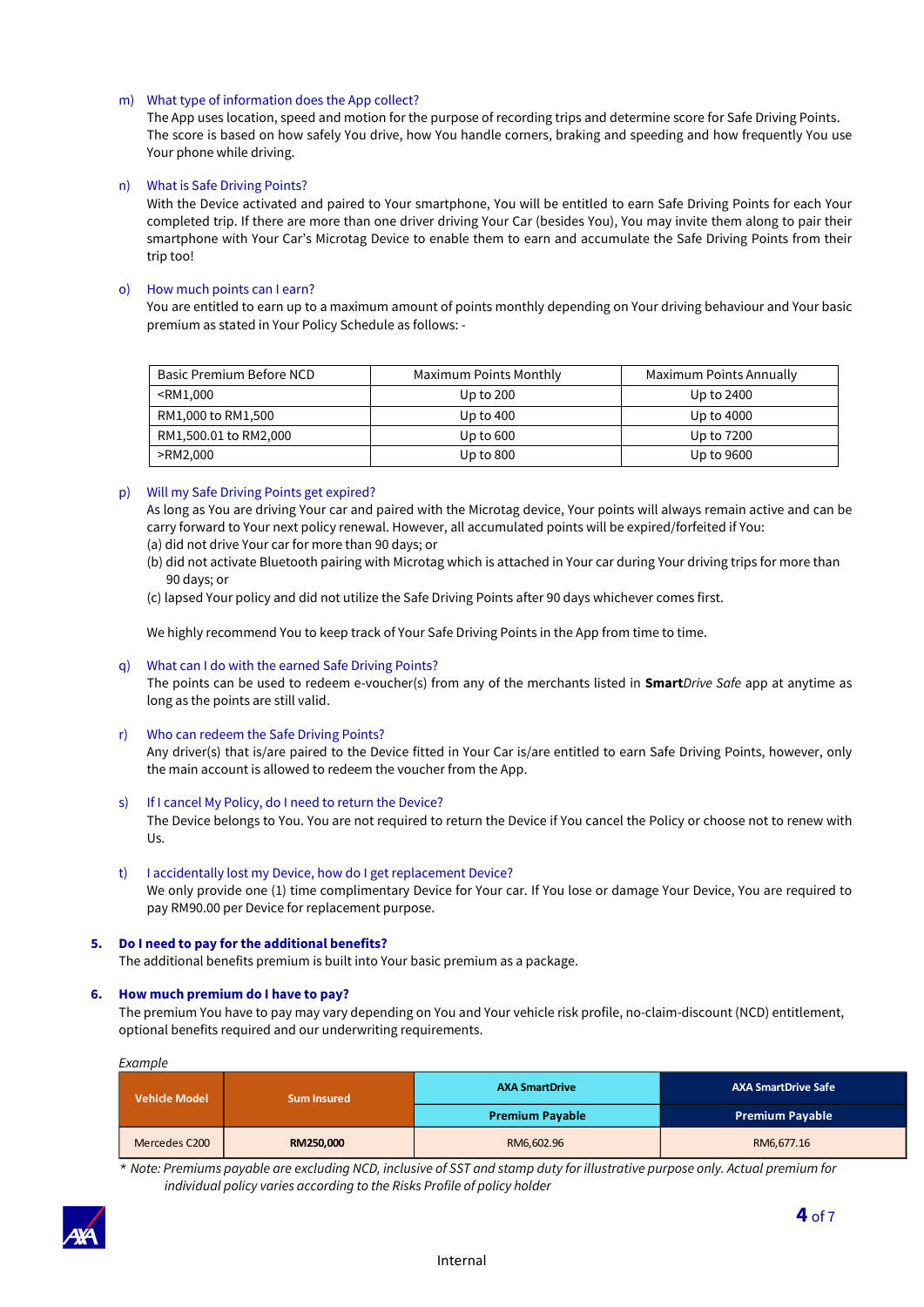m) What type of information does the App collect?

The App uses location, speed and motion for the purpose of recording trips and determine score for Safe Driving Points. The score is based on how safely You drive, how You handle corners, braking and speeding and how frequently You use Your phone while driving.

n) What is Safe Driving Points?

With the Device activated and paired to Your smartphone, You will be entitled to earn Safe Driving Points for each Your completed trip. If there are more than one driver driving Your Car (besides You), You may invite them along to pair their smartphone with Your Car's Microtag Device to enable them to earn and accumulate the Safe Driving Points from their trip too!

o) How much points can I earn?

You are entitled to earn up to a maximum amount of points monthly depending on Your driving behaviour and Your basic premium as stated in Your Policy Schedule as follows: -

| Basic Premium Before NCD | Maximum Points Monthly | Maximum Points Annually |
|---|---|---|
| <RM1,000 | Up to 200 | Up to 2400 |
| RM1,000 to RM1,500 | Up to 400 | Up to 4000 |
| RM1,500.01 to RM2,000 | Up to 600 | Up to 7200 |
| >RM2,000 | Up to 800 | Up to 9600 |

p) Will my Safe Driving Points get expired?

As long as You are driving Your car and paired with the Microtag device, Your points will always remain active and can be carry forward to Your next policy renewal. However, all accumulated points will be expired/forfeited if You:

(a) did not drive Your car for more than 90 days; or

(b) did not activate Bluetooth pairing with Microtag which is attached in Your car during Your driving trips for more than 90 days; or

(c) lapsed Your policy and did not utilize the Safe Driving Points after 90 days whichever comes first.

We highly recommend You to keep track of Your Safe Driving Points in the App from time to time.

q) What can I do with the earned Safe Driving Points?

The points can be used to redeem e-voucher(s) from any of the merchants listed in **Smart***Drive Safe* app at anytime as long as the points are still valid.

r) Who can redeem the Safe Driving Points?

Any driver(s) that is/are paired to the Device fitted in Your Car is/are entitled to earn Safe Driving Points, however, only the main account is allowed to redeem the voucher from the App.

s) If I cancel My Policy, do I need to return the Device?

The Device belongs to You. You are not required to return the Device if You cancel the Policy or choose not to renew with Us.

t) I accidentally lost my Device, how do I get replacement Device?

We only provide one (1) time complimentary Device for Your car. If You lose or damage Your Device, You are required to pay RM90.00 per Device for replacement purpose.

**5. Do I need to pay for the additional benefits?**

The additional benefits premium is built into Your basic premium as a package.

**6. How much premium do I have to pay?**

The premium You have to pay may vary depending on You and Your vehicle risk profile, no-claim-discount (NCD) entitlement, optional benefits required and our underwriting requirements.

*Example*

| Vehicle Model | Sum Insured | AXA SmartDrive | AXA SmartDrive Safe |
|---|---|---|---|
| | | Premium Payable | Premium Payable |
| Mercedes C200 | **RM250,000** | RM6,602.96 | RM6,677.16 |

* *Note: Premiums payable are excluding NCD, inclusive of SST and stamp duty for illustrative purpose only. Actual premium for individual policy varies according to the Risks Profile of policy holder*

Internal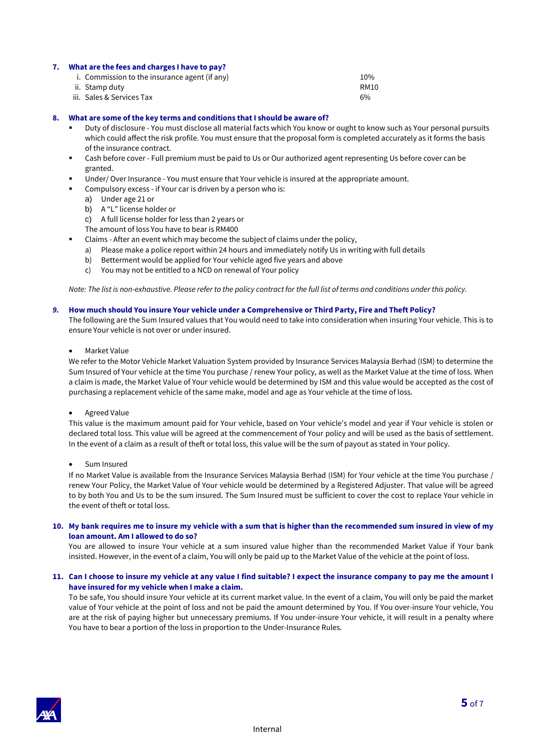**7. What are the fees and charges I have to pay?**

| | |
|---|---|
| i. Commission to the insurance agent (if any) | 10% |
| ii. Stamp duty | RM10 |
| iii. Sales & Services Tax | 6% |

**8. What are some of the key terms and conditions that I should be aware of?**

- Duty of disclosure - You must disclose all material facts which You know or ought to know such as Your personal pursuits which could affect the risk profile. You must ensure that the proposal form is completed accurately as it forms the basis of the insurance contract.
- Cash before cover - Full premium must be paid to Us or Our authorized agent representing Us before cover can be granted.
- Under/ Over Insurance - You must ensure that Your vehicle is insured at the appropriate amount.
- Compulsory excess - if Your car is driven by a person who is:
  a) Under age 21 or
  b) A "L" license holder or
  c) A full license holder for less than 2 years or

  The amount of loss You have to bear is RM400
- Claims - After an event which may become the subject of claims under the policy,
  a) Please make a police report within 24 hours and immediately notify Us in writing with full details
  b) Betterment would be applied for Your vehicle aged five years and above
  c) You may not be entitled to a NCD on renewal of Your policy

*Note: The list is non-exhaustive. Please refer to the policy contract for the full list of terms and conditions under this policy.*

***9. How much should You insure Your vehicle under a Comprehensive or Third Party, Fire and Theft Policy?***

The following are the Sum Insured values that You would need to take into consideration when insuring Your vehicle. This is to ensure Your vehicle is not over or under insured.

- Market Value

We refer to the Motor Vehicle Market Valuation System provided by Insurance Services Malaysia Berhad (ISM) to determine the Sum Insured of Your vehicle at the time You purchase / renew Your policy, as well as the Market Value at the time of loss. When a claim is made, the Market Value of Your vehicle would be determined by ISM and this value would be accepted as the cost of purchasing a replacement vehicle of the same make, model and age as Your vehicle at the time of loss.

- Agreed Value

This value is the maximum amount paid for Your vehicle, based on Your vehicle's model and year if Your vehicle is stolen or declared total loss. This value will be agreed at the commencement of Your policy and will be used as the basis of settlement. In the event of a claim as a result of theft or total loss, this value will be the sum of payout as stated in Your policy.

- Sum Insured

If no Market Value is available from the Insurance Services Malaysia Berhad (ISM) for Your vehicle at the time You purchase / renew Your Policy, the Market Value of Your vehicle would be determined by a Registered Adjuster. That value will be agreed to by both You and Us to be the sum insured. The Sum Insured must be sufficient to cover the cost to replace Your vehicle in the event of theft or total loss.

**10. My bank requires me to insure my vehicle with a sum that is higher than the recommended sum insured in view of my loan amount. Am I allowed to do so?**

You are allowed to insure Your vehicle at a sum insured value higher than the recommended Market Value if Your bank insisted. However, in the event of a claim, You will only be paid up to the Market Value of the vehicle at the point of loss.

**11. Can I choose to insure my vehicle at any value I find suitable? I expect the insurance company to pay me the amount I have insured for my vehicle when I make a claim.**

To be safe, You should insure Your vehicle at its current market value. In the event of a claim, You will only be paid the market value of Your vehicle at the point of loss and not be paid the amount determined by You. If You over-insure Your vehicle, You are at the risk of paying higher but unnecessary premiums. If You under-insure Your vehicle, it will result in a penalty where You have to bear a portion of the loss in proportion to the Under-Insurance Rules.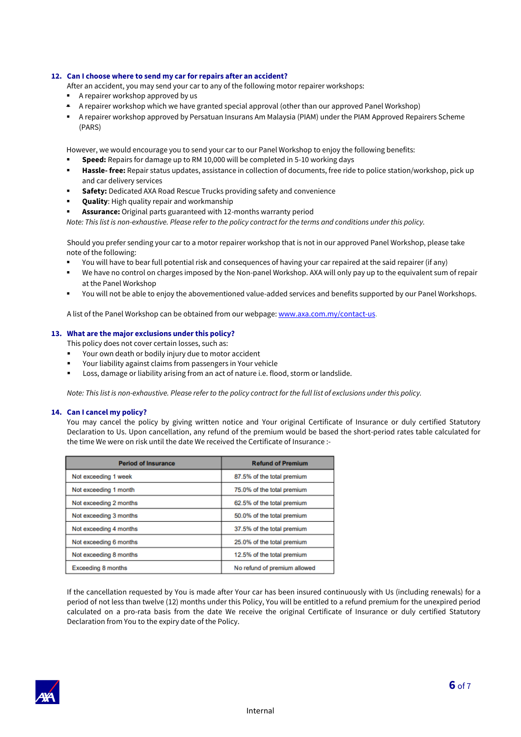## 12. Can I choose where to send my car for repairs after an accident?

After an accident, you may send your car to any of the following motor repairer workshops:

- A repairer workshop approved by us
- A repairer workshop which we have granted special approval (other than our approved Panel Workshop)
- A repairer workshop approved by Persatuan Insurans Am Malaysia (PIAM) under the PIAM Approved Repairers Scheme (PARS)

However, we would encourage you to send your car to our Panel Workshop to enjoy the following benefits:

- **Speed:** Repairs for damage up to RM 10,000 will be completed in 5-10 working days
- **Hassle- free:** Repair status updates, assistance in collection of documents, free ride to police station/workshop, pick up and car delivery services
- **Safety:** Dedicated AXA Road Rescue Trucks providing safety and convenience
- **Quality**: High quality repair and workmanship
- **Assurance:** Original parts guaranteed with 12-months warranty period

*Note: This list is non-exhaustive. Please refer to the policy contract for the terms and conditions under this policy.*

Should you prefer sending your car to a motor repairer workshop that is not in our approved Panel Workshop, please take note of the following:

- You will have to bear full potential risk and consequences of having your car repaired at the said repairer (if any)
- We have no control on charges imposed by the Non-panel Workshop. AXA will only pay up to the equivalent sum of repair at the Panel Workshop
- You will not be able to enjoy the abovementioned value-added services and benefits supported by our Panel Workshops.

A list of the Panel Workshop can be obtained from our webpage: www.axa.com.my/contact-us.

## 13. What are the major exclusions under this policy?

This policy does not cover certain losses, such as:

- Your own death or bodily injury due to motor accident
- Your liability against claims from passengers in Your vehicle
- Loss, damage or liability arising from an act of nature i.e. flood, storm or landslide.

*Note: This list is non-exhaustive. Please refer to the policy contract for the full list of exclusions under this policy.*

## 14. Can I cancel my policy?

You may cancel the policy by giving written notice and Your original Certificate of Insurance or duly certified Statutory Declaration to Us. Upon cancellation, any refund of the premium would be based the short-period rates table calculated for the time We were on risk until the date We received the Certificate of Insurance :-

| Period of Insurance | Refund of Premium |
|---|---|
| Not exceeding 1 week | 87.5% of the total premium |
| Not exceeding 1 month | 75.0% of the total premium |
| Not exceeding 2 months | 62.5% of the total premium |
| Not exceeding 3 months | 50.0% of the total premium |
| Not exceeding 4 months | 37.5% of the total premium |
| Not exceeding 6 months | 25.0% of the total premium |
| Not exceeding 8 months | 12.5% of the total premium |
| Exceeding 8 months | No refund of premium allowed |

If the cancellation requested by You is made after Your car has been insured continuously with Us (including renewals) for a period of not less than twelve (12) months under this Policy, You will be entitled to a refund premium for the unexpired period calculated on a pro-rata basis from the date We receive the original Certificate of Insurance or duly certified Statutory Declaration from You to the expiry date of the Policy.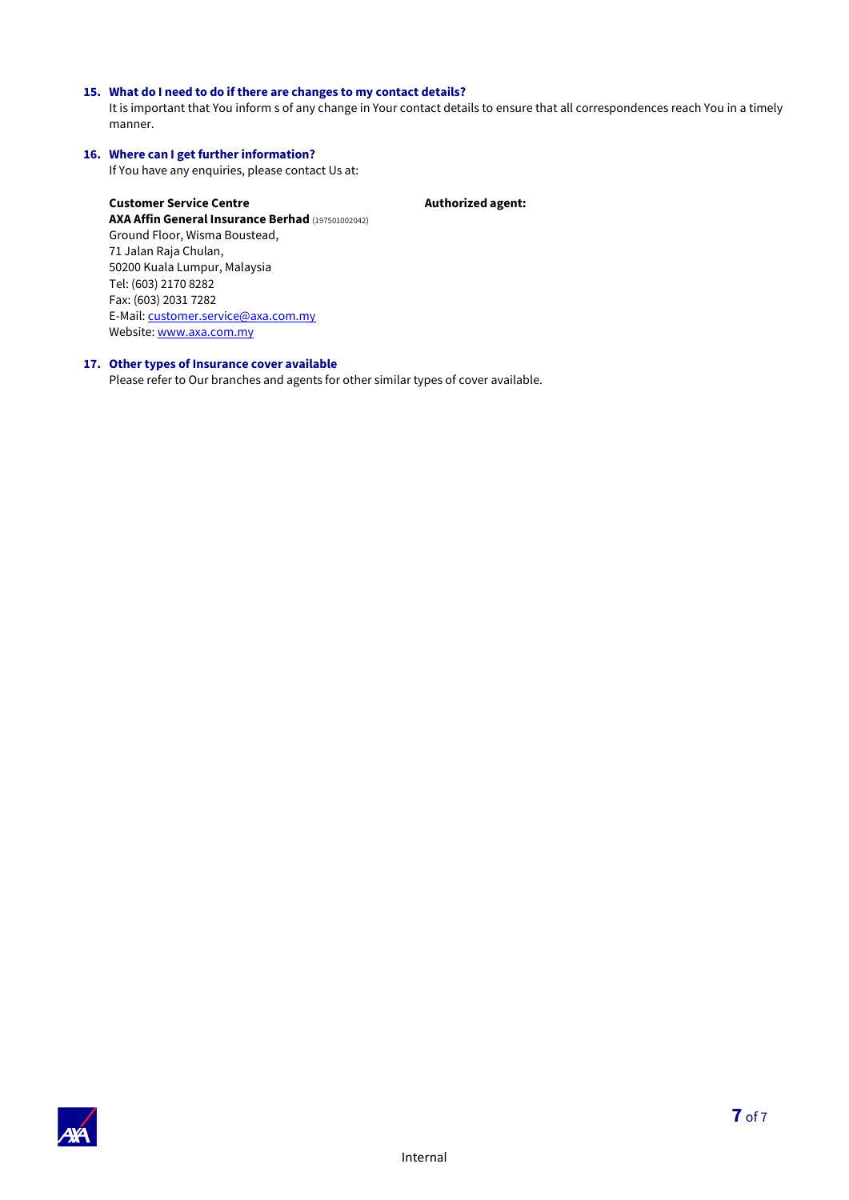**15. What do I need to do if there are changes to my contact details?**

It is important that You inform s of any change in Your contact details to ensure that all correspondences reach You in a timely manner.

**16. Where can I get further information?**

If You have any enquiries, please contact Us at:

**Customer Service Centre**
**AXA Affin General Insurance Berhad** (197501002042)
Ground Floor, Wisma Boustead,
71 Jalan Raja Chulan,
50200 Kuala Lumpur, Malaysia
Tel: (603) 2170 8282
Fax: (603) 2031 7282
E-Mail: customer.service@axa.com.my
Website: www.axa.com.my

**Authorized agent:**

**17. Other types of Insurance cover available**

Please refer to Our branches and agents for other similar types of cover available.

Internal